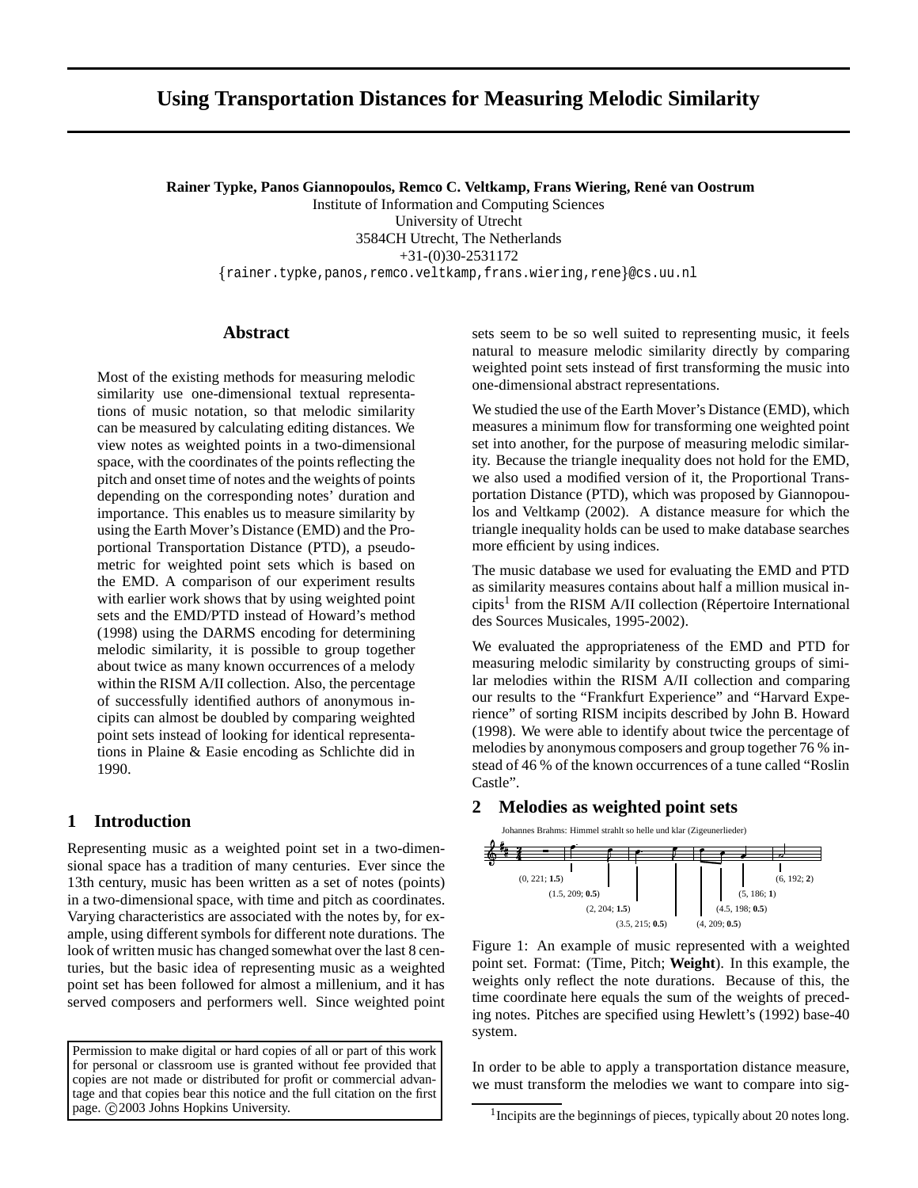# Using Transportation Distances for Measuring Melodic Similarity

**Rainer Typke, Panos Giannopoulos, Remco C. Veltkamp, Frans Wiering, René van Oostrum**
Institute of Information and Computing Sciences
University of Utrecht
3584CH Utrecht, The Netherlands
+31-(0)30-2531172
{rainer.typke,panos,remco.veltkamp,frans.wiering,rene}@cs.uu.nl

## Abstract

Most of the existing methods for measuring melodic similarity use one-dimensional textual representations of music notation, so that melodic similarity can be measured by calculating editing distances. We view notes as weighted points in a two-dimensional space, with the coordinates of the points reflecting the pitch and onset time of notes and the weights of points depending on the corresponding notes' duration and importance. This enables us to measure similarity by using the Earth Mover's Distance (EMD) and the Proportional Transportation Distance (PTD), a pseudometric for weighted point sets which is based on the EMD. A comparison of our experiment results with earlier work shows that by using weighted point sets and the EMD/PTD instead of Howard's method (1998) using the DARMS encoding for determining melodic similarity, it is possible to group together about twice as many known occurrences of a melody within the RISM A/II collection. Also, the percentage of successfully identified authors of anonymous incipits can almost be doubled by comparing weighted point sets instead of looking for identical representations in Plaine & Easie encoding as Schlichte did in 1990.

## 1 Introduction

Representing music as a weighted point set in a two-dimensional space has a tradition of many centuries. Ever since the 13th century, music has been written as a set of notes (points) in a two-dimensional space, with time and pitch as coordinates. Varying characteristics are associated with the notes by, for example, using different symbols for different note durations. The look of written music has changed somewhat over the last 8 centuries, but the basic idea of representing music as a weighted point set has been followed for almost a millenium, and it has served composers and performers well. Since weighted point sets seem to be so well suited to representing music, it feels natural to measure melodic similarity directly by comparing weighted point sets instead of first transforming the music into one-dimensional abstract representations.

We studied the use of the Earth Mover's Distance (EMD), which measures a minimum flow for transforming one weighted point set into another, for the purpose of measuring melodic similarity. Because the triangle inequality does not hold for the EMD, we also used a modified version of it, the Proportional Transportation Distance (PTD), which was proposed by Giannopoulos and Veltkamp (2002). A distance measure for which the triangle inequality holds can be used to make database searches more efficient by using indices.

The music database we used for evaluating the EMD and PTD as similarity measures contains about half a million musical incipits[1] from the RISM A/II collection (Répertoire International des Sources Musicales, 1995-2002).

We evaluated the appropriateness of the EMD and PTD for measuring melodic similarity by constructing groups of similar melodies within the RISM A/II collection and comparing our results to the "Frankfurt Experience" and "Harvard Experience" of sorting RISM incipits described by John B. Howard (1998). We were able to identify about twice the percentage of melodies by anonymous composers and group together 76 % instead of 46 % of the known occurrences of a tune called "Roslin Castle".

## 2 Melodies as weighted point sets

Johannes Brahms: Himmel strahlt so helle und klar (Zigeunerlieder)

(0, 221; **1.5**) (1.5, 209; **0.5**) (2, 204; **1.5**) (3.5, 215; **0.5**) (4, 209; **0.5**) (4.5, 198; **0.5**) (5, 186; **1**) (6, 192; **2**)

Figure 1: An example of music represented with a weighted point set. Format: (Time, Pitch; **Weight**). In this example, the weights only reflect the note durations. Because of this, the time coordinate here equals the sum of the weights of preceding notes. Pitches are specified using Hewlett's (1992) base-40 system.

In order to be able to apply a transportation distance measure, we must transform the melodies we want to compare into sig-

Permission to make digital or hard copies of all or part of this work for personal or classroom use is granted without fee provided that copies are not made or distributed for profit or commercial advantage and that copies bear this notice and the full citation on the first page. ©2003 Johns Hopkins University.

[1] Incipits are the beginnings of pieces, typically about 20 notes long.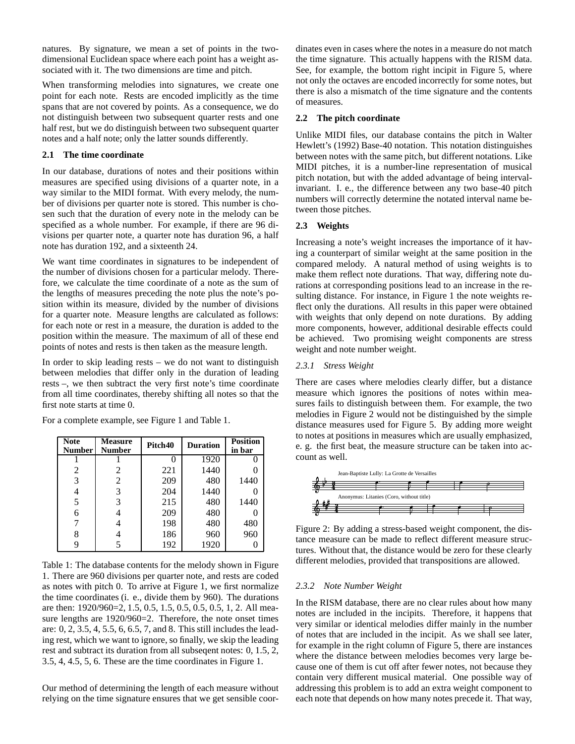natures. By signature, we mean a set of points in the two-dimensional Euclidean space where each point has a weight associated with it. The two dimensions are time and pitch.

When transforming melodies into signatures, we create one point for each note. Rests are encoded implicitly as the time spans that are not covered by points. As a consequence, we do not distinguish between two subsequent quarter rests and one half rest, but we do distinguish between two subsequent quarter notes and a half note; only the latter sounds differently.

### 2.1 The time coordinate

In our database, durations of notes and their positions within measures are specified using divisions of a quarter note, in a way similar to the MIDI format. With every melody, the number of divisions per quarter note is stored. This number is chosen such that the duration of every note in the melody can be specified as a whole number. For example, if there are 96 divisions per quarter note, a quarter note has duration 96, a half note has duration 192, and a sixteenth 24.

We want time coordinates in signatures to be independent of the number of divisions chosen for a particular melody. Therefore, we calculate the time coordinate of a note as the sum of the lengths of measures preceding the note plus the note's position within its measure, divided by the number of divisions for a quarter note. Measure lengths are calculated as follows: for each note or rest in a measure, the duration is added to the position within the measure. The maximum of all of these end points of notes and rests is then taken as the measure length.

In order to skip leading rests – we do not want to distinguish between melodies that differ only in the duration of leading rests –, we then subtract the very first note's time coordinate from all time coordinates, thereby shifting all notes so that the first note starts at time 0.

For a complete example, see Figure 1 and Table 1.

| Note Number | Measure Number | Pitch40 | Duration | Position in bar |
|---|---|---|---|---|
| 1 | 1 | 0 | 1920 | 0 |
| 2 | 2 | 221 | 1440 | 0 |
| 3 | 2 | 209 | 480 | 1440 |
| 4 | 3 | 204 | 1440 | 0 |
| 5 | 3 | 215 | 480 | 1440 |
| 6 | 4 | 209 | 480 | 0 |
| 7 | 4 | 198 | 480 | 480 |
| 8 | 4 | 186 | 960 | 960 |
| 9 | 5 | 192 | 1920 | 0 |

Table 1: The database contents for the melody shown in Figure 1. There are 960 divisions per quarter note, and rests are coded as notes with pitch 0. To arrive at Figure 1, we first normalize the time coordinates (i. e., divide them by 960). The durations are then: 1920/960=2, 1.5, 0.5, 1.5, 0.5, 0.5, 0.5, 1, 2. All measure lengths are 1920/960=2. Therefore, the note onset times are: 0, 2, 3.5, 4, 5.5, 6, 6.5, 7, and 8. This still includes the leading rest, which we want to ignore, so finally, we skip the leading rest and subtract its duration from all subseqent notes: 0, 1.5, 2, 3.5, 4, 4.5, 5, 6. These are the time coordinates in Figure 1.

Our method of determining the length of each measure without relying on the time signature ensures that we get sensible coordinates even in cases where the notes in a measure do not match the time signature. This actually happens with the RISM data. See, for example, the bottom right incipit in Figure 5, where not only the octaves are encoded incorrectly for some notes, but there is also a mismatch of the time signature and the contents of measures.

### 2.2 The pitch coordinate

Unlike MIDI files, our database contains the pitch in Walter Hewlett's (1992) Base-40 notation. This notation distinguishes between notes with the same pitch, but different notations. Like MIDI pitches, it is a number-line representation of musical pitch notation, but with the added advantage of being interval-invariant. I. e., the difference between any two base-40 pitch numbers will correctly determine the notated interval name between those pitches.

### 2.3 Weights

Increasing a note's weight increases the importance of it having a counterpart of similar weight at the same position in the compared melody. A natural method of using weights is to make them reflect note durations. That way, differing note durations at corresponding positions lead to an increase in the resulting distance. For instance, in Figure 1 the note weights reflect only the durations. All results in this paper were obtained with weights that only depend on note durations. By adding more components, however, additional desirable effects could be achieved. Two promising weight components are stress weight and note number weight.

#### 2.3.1 *Stress Weight*

There are cases where melodies clearly differ, but a distance measure which ignores the positions of notes within measures fails to distinguish between them. For example, the two melodies in Figure 2 would not be distinguished by the simple distance measures used for Figure 5. By adding more weight to notes at positions in measures which are usually emphasized, e. g. the first beat, the measure structure can be taken into account as well.

Jean-Baptiste Lully: La Grotte de Versailles

Anonymus: Litanies (Coro, without title)

Figure 2: By adding a stress-based weight component, the distance measure can be made to reflect different measure structures. Without that, the distance would be zero for these clearly different melodies, provided that transpositions are allowed.

#### 2.3.2 *Note Number Weight*

In the RISM database, there are no clear rules about how many notes are included in the incipits. Therefore, it happens that very similar or identical melodies differ mainly in the number of notes that are included in the incipit. As we shall see later, for example in the right column of Figure 5, there are instances where the distance between melodies becomes very large because one of them is cut off after fewer notes, not because they contain very different musical material. One possible way of addressing this problem is to add an extra weight component to each note that depends on how many notes precede it. That way,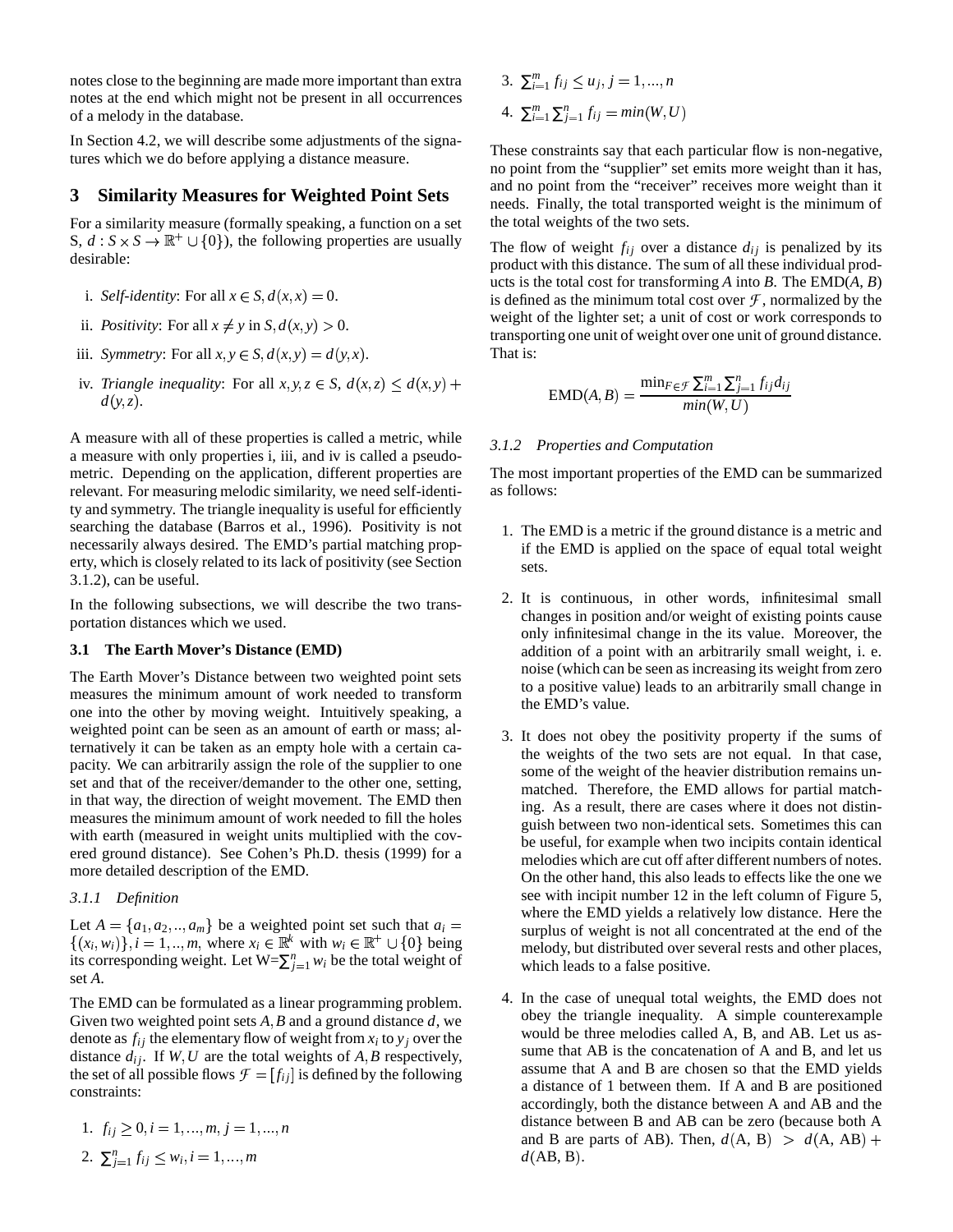notes close to the beginning are made more important than extra notes at the end which might not be present in all occurrences of a melody in the database.

In Section 4.2, we will describe some adjustments of the signatures which we do before applying a distance measure.

## 3 Similarity Measures for Weighted Point Sets

For a similarity measure (formally speaking, a function on a set S, $d : S \times S \to \mathbb{R}^+ \cup \{0\}$), the following properties are usually desirable:

i. *Self-identity*: For all $x \in S, d(x,x) = 0$.

ii. *Positivity*: For all $x \neq y$ in $S, d(x,y) > 0$.

iii. *Symmetry*: For all $x,y \in S, d(x,y) = d(y,x)$.

iv. *Triangle inequality*: For all $x,y,z \in S$, $d(x,z) \leq d(x,y) + d(y,z)$.

A measure with all of these properties is called a metric, while a measure with only properties i, iii, and iv is called a pseudo-metric. Depending on the application, different properties are relevant. For measuring melodic similarity, we need self-identity and symmetry. The triangle inequality is useful for efficiently searching the database (Barros et al., 1996). Positivity is not necessarily always desired. The EMD's partial matching property, which is closely related to its lack of positivity (see Section 3.1.2), can be useful.

In the following subsections, we will describe the two transportation distances which we used.

### 3.1 The Earth Mover's Distance (EMD)

The Earth Mover's Distance between two weighted point sets measures the minimum amount of work needed to transform one into the other by moving weight. Intuitively speaking, a weighted point can be seen as an amount of earth or mass; alternatively it can be taken as an empty hole with a certain capacity. We can arbitrarily assign the role of the supplier to one set and that of the receiver/demander to the other one, setting, in that way, the direction of weight movement. The EMD then measures the minimum amount of work needed to fill the holes with earth (measured in weight units multiplied with the covered ground distance). See Cohen's Ph.D. thesis (1999) for a more detailed description of the EMD.

#### *3.1.1 Definition*

Let $A = \{a_1, a_2, .., a_m\}$ be a weighted point set such that $a_i = \{(x_i, w_i)\}, i = 1, .., m$, where $x_i \in \mathbb{R}^k$ with $w_i \in \mathbb{R}^+ \cup \{0\}$ being its corresponding weight. Let W=$\sum_{j=1}^{n} w_i$ be the total weight of set *A*.

The EMD can be formulated as a linear programming problem. Given two weighted point sets $A, B$ and a ground distance $d$, we denote as $f_{ij}$ the elementary flow of weight from $x_i$ to $y_j$ over the distance $d_{ij}$. If $W, U$ are the total weights of $A, B$ respectively, the set of all possible flows $\mathcal{F} = [f_{ij}]$ is defined by the following constraints:

1. $f_{ij} \geq 0, i = 1, ..., m, j = 1, ..., n$
2. $\sum_{j=1}^{n} f_{ij} \leq w_i, i = 1, ..., m$
3. $\sum_{i=1}^{m} f_{ij} \leq u_j, j = 1, ..., n$
4. $\sum_{i=1}^{m} \sum_{j=1}^{n} f_{ij} = min(W, U)$

These constraints say that each particular flow is non-negative, no point from the "supplier" set emits more weight than it has, and no point from the "receiver" receives more weight than it needs. Finally, the total transported weight is the minimum of the total weights of the two sets.

The flow of weight $f_{ij}$ over a distance $d_{ij}$ is penalized by its product with this distance. The sum of all these individual products is the total cost for transforming *A* into *B*. The EMD(*A*, *B*) is defined as the minimum total cost over $\mathcal{F}$, normalized by the weight of the lighter set; a unit of cost or work corresponds to transporting one unit of weight over one unit of ground distance. That is:

$$\text{EMD}(A,B) = \frac{\min_{F \in \mathcal{F}} \sum_{i=1}^{m} \sum_{j=1}^{n} f_{ij} d_{ij}}{min(W,U)}$$

#### *3.1.2 Properties and Computation*

The most important properties of the EMD can be summarized as follows:

1. The EMD is a metric if the ground distance is a metric and if the EMD is applied on the space of equal total weight sets.

2. It is continuous, in other words, infinitesimal small changes in position and/or weight of existing points cause only infinitesimal change in the its value. Moreover, the addition of a point with an arbitrarily small weight, i. e. noise (which can be seen as increasing its weight from zero to a positive value) leads to an arbitrarily small change in the EMD's value.

3. It does not obey the positivity property if the sums of the weights of the two sets are not equal. In that case, some of the weight of the heavier distribution remains unmatched. Therefore, the EMD allows for partial matching. As a result, there are cases where it does not distinguish between two non-identical sets. Sometimes this can be useful, for example when two incipits contain identical melodies which are cut off after different numbers of notes. On the other hand, this also leads to effects like the one we see with incipit number 12 in the left column of Figure 5, where the EMD yields a relatively low distance. Here the surplus of weight is not all concentrated at the end of the melody, but distributed over several rests and other places, which leads to a false positive.

4. In the case of unequal total weights, the EMD does not obey the triangle inequality. A simple counterexample would be three melodies called A, B, and AB. Let us assume that AB is the concatenation of A and B, and let us assume that A and B are chosen so that the EMD yields a distance of 1 between them. If A and B are positioned accordingly, both the distance between A and AB and the distance between B and AB can be zero (because both A and B are parts of AB). Then, $d(\text{A, B}) > d(\text{A, AB}) + d(\text{AB, B})$.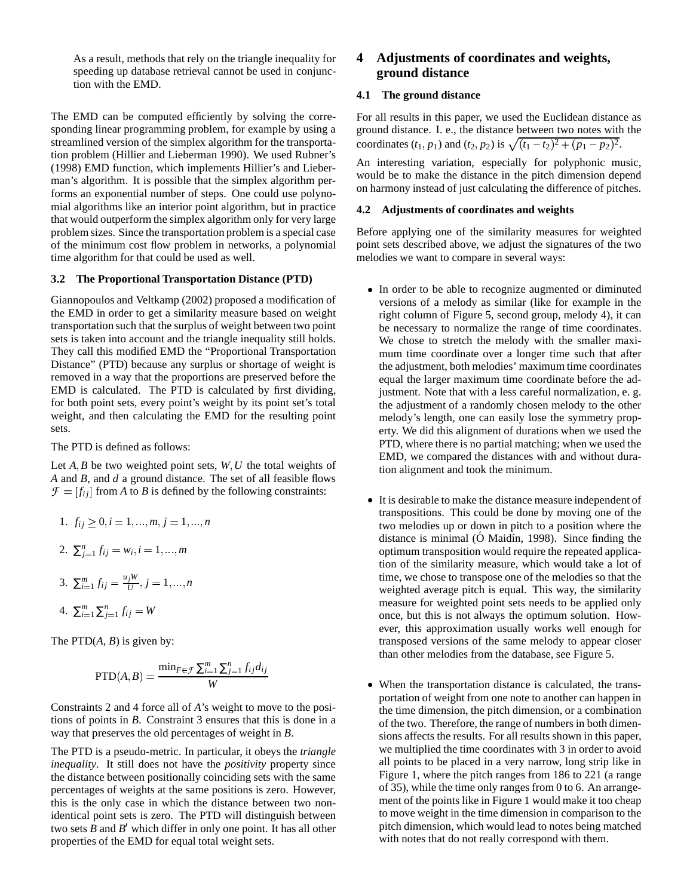As a result, methods that rely on the triangle inequality for speeding up database retrieval cannot be used in conjunction with the EMD.

The EMD can be computed efficiently by solving the corresponding linear programming problem, for example by using a streamlined version of the simplex algorithm for the transportation problem (Hillier and Lieberman 1990). We used Rubner's (1998) EMD function, which implements Hillier's and Lieberman's algorithm. It is possible that the simplex algorithm performs an exponential number of steps. One could use polynomial algorithms like an interior point algorithm, but in practice that would outperform the simplex algorithm only for very large problem sizes. Since the transportation problem is a special case of the minimum cost flow problem in networks, a polynomial time algorithm for that could be used as well.

### 3.2 The Proportional Transportation Distance (PTD)

Giannopoulos and Veltkamp (2002) proposed a modification of the EMD in order to get a similarity measure based on weight transportation such that the surplus of weight between two point sets is taken into account and the triangle inequality still holds. They call this modified EMD the "Proportional Transportation Distance" (PTD) because any surplus or shortage of weight is removed in a way that the proportions are preserved before the EMD is calculated. The PTD is calculated by first dividing, for both point sets, every point's weight by its point set's total weight, and then calculating the EMD for the resulting point sets.

The PTD is defined as follows:

Let $A, B$ be two weighted point sets, $W, U$ the total weights of $A$ and $B$, and $d$ a ground distance. The set of all feasible flows $\mathcal{F} = [f_{ij}]$ from $A$ to $B$ is defined by the following constraints:

1. $f_{ij} \geq 0, i = 1, ..., m, j = 1, ..., n$
2. $\sum_{j=1}^{n} f_{ij} = w_i, i = 1, ..., m$
3. $\sum_{i=1}^{m} f_{ij} = \frac{u_j W}{U}, j = 1, ..., n$
4. $\sum_{i=1}^{m} \sum_{j=1}^{n} f_{ij} = W$

The PTD($A$, $B$) is given by:

$$\text{PTD}(A, B) = \frac{\min_{F \in \mathcal{F}} \sum_{i=1}^{m} \sum_{j=1}^{n} f_{ij} d_{ij}}{W}$$

Constraints 2 and 4 force all of $A$'s weight to move to the positions of points in $B$. Constraint 3 ensures that this is done in a way that preserves the old percentages of weight in $B$.

The PTD is a pseudo-metric. In particular, it obeys the *triangle inequality*. It still does not have the *positivity* property since the distance between positionally coinciding sets with the same percentages of weights at the same positions is zero. However, this is the only case in which the distance between two non-identical point sets is zero. The PTD will distinguish between two sets $B$ and $B'$ which differ in only one point. It has all other properties of the EMD for equal total weight sets.

## 4 Adjustments of coordinates and weights, ground distance

### 4.1 The ground distance

For all results in this paper, we used the Euclidean distance as ground distance. I. e., the distance between two notes with the coordinates $(t_1, p_1)$ and $(t_2, p_2)$ is $\sqrt{(t_1 - t_2)^2 + (p_1 - p_2)^2}$.

An interesting variation, especially for polyphonic music, would be to make the distance in the pitch dimension depend on harmony instead of just calculating the difference of pitches.

### 4.2 Adjustments of coordinates and weights

Before applying one of the similarity measures for weighted point sets described above, we adjust the signatures of the two melodies we want to compare in several ways:

- In order to be able to recognize augmented or diminuted versions of a melody as similar (like for example in the right column of Figure 5, second group, melody 4), it can be necessary to normalize the range of time coordinates. We chose to stretch the melody with the smaller maximum time coordinate over a longer time such that after the adjustment, both melodies' maximum time coordinates equal the larger maximum time coordinate before the adjustment. Note that with a less careful normalization, e. g. the adjustment of a randomly chosen melody to the other melody's length, one can easily lose the symmetry property. We did this alignment of durations when we used the PTD, where there is no partial matching; when we used the EMD, we compared the distances with and without duration alignment and took the minimum.

- It is desirable to make the distance measure independent of transpositions. This could be done by moving one of the two melodies up or down in pitch to a position where the distance is minimal (Ó Maidín, 1998). Since finding the optimum transposition would require the repeated application of the similarity measure, which would take a lot of time, we chose to transpose one of the melodies so that the weighted average pitch is equal. This way, the similarity measure for weighted point sets needs to be applied only once, but this is not always the optimum solution. However, this approximation usually works well enough for transposed versions of the same melody to appear closer than other melodies from the database, see Figure 5.

- When the transportation distance is calculated, the transportation of weight from one note to another can happen in the time dimension, the pitch dimension, or a combination of the two. Therefore, the range of numbers in both dimensions affects the results. For all results shown in this paper, we multiplied the time coordinates with 3 in order to avoid all points to be placed in a very narrow, long strip like in Figure 1, where the pitch ranges from 186 to 221 (a range of 35), while the time only ranges from 0 to 6. An arrangement of the points like in Figure 1 would make it too cheap to move weight in the time dimension in comparison to the pitch dimension, which would lead to notes being matched with notes that do not really correspond with them.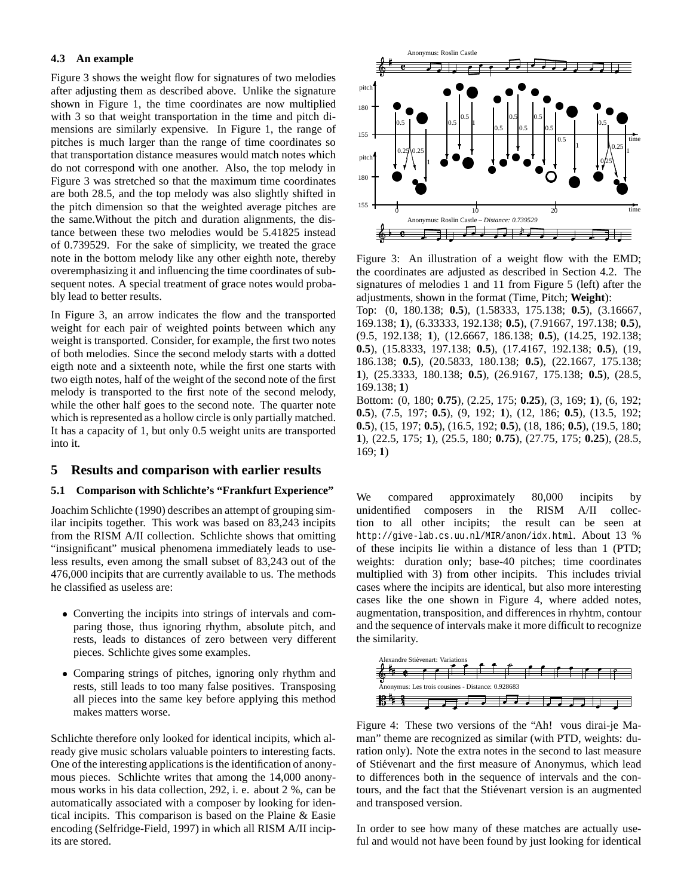### 4.3 An example

Figure 3 shows the weight flow for signatures of two melodies after adjusting them as described above. Unlike the signature shown in Figure 1, the time coordinates are now multiplied with 3 so that weight transportation in the time and pitch dimensions are similarly expensive. In Figure 1, the range of pitches is much larger than the range of time coordinates so that transportation distance measures would match notes which do not correspond with one another. Also, the top melody in Figure 3 was stretched so that the maximum time coordinates are both 28.5, and the top melody was also slightly shifted in the pitch dimension so that the weighted average pitches are the same.Without the pitch and duration alignments, the distance between these two melodies would be 5.41825 instead of 0.739529. For the sake of simplicity, we treated the grace note in the bottom melody like any other eighth note, thereby overemphasizing it and influencing the time coordinates of subsequent notes. A special treatment of grace notes would probably lead to better results.

In Figure 3, an arrow indicates the flow and the transported weight for each pair of weighted points between which any weight is transported. Consider, for example, the first two notes of both melodies. Since the second melody starts with a dotted eigth note and a sixteenth note, while the first one starts with two eigth notes, half of the weight of the second note of the first melody is transported to the first note of the second melody, while the other half goes to the second note. The quarter note which is represented as a hollow circle is only partially matched. It has a capacity of 1, but only 0.5 weight units are transported into it.

Figure 3: An illustration of a weight flow with the EMD; the coordinates are adjusted as described in Section 4.2. The signatures of melodies 1 and 11 from Figure 5 (left) after the adjustments, shown in the format (Time, Pitch; **Weight**):
Top: (0, 180.138; **0.5**), (1.58333, 175.138; **0.5**), (3.16667, 169.138; **1**), (6.33333, 192.138; **0.5**), (7.91667, 197.138; **0.5**), (9.5, 192.138; **1**), (12.6667, 186.138; **0.5**), (14.25, 192.138; **0.5**), (15.8333, 197.138; **0.5**), (17.4167, 192.138; **0.5**), (19, 186.138; **0.5**), (20.5833, 180.138; **0.5**), (22.1667, 175.138; **1**), (25.3333, 180.138; **0.5**), (26.9167, 175.138; **0.5**), (28.5, 169.138; **1**)
Bottom: (0, 180; **0.75**), (2.25, 175; **0.25**), (3, 169; **1**), (6, 192; **0.5**), (7.5, 197; **0.5**), (9, 192; **1**), (12, 186; **0.5**), (13.5, 192; **0.5**), (15, 197; **0.5**), (16.5, 192; **0.5**), (18, 186; **0.5**), (19.5, 180; **1**), (22.5, 175; **1**), (25.5, 180; **0.75**), (27.75, 175; **0.25**), (28.5, 169; **1**)

## 5 Results and comparison with earlier results

### 5.1 Comparison with Schlichte's "Frankfurt Experience"

Joachim Schlichte (1990) describes an attempt of grouping similar incipits together. This work was based on 83,243 incipits from the RISM A/II collection. Schlichte shows that omitting "insignificant" musical phenomena immediately leads to useless results, even among the small subset of 83,243 out of the 476,000 incipits that are currently available to us. The methods he classified as useless are:

- Converting the incipits into strings of intervals and comparing those, thus ignoring rhythm, absolute pitch, and rests, leads to distances of zero between very different pieces. Schlichte gives some examples.
- Comparing strings of pitches, ignoring only rhythm and rests, still leads to too many false positives. Transposing all pieces into the same key before applying this method makes matters worse.

Schlichte therefore only looked for identical incipits, which already give music scholars valuable pointers to interesting facts. One of the interesting applications is the identification of anonymous pieces. Schlichte writes that among the 14,000 anonymous works in his data collection, 292, i. e. about 2 %, can be automatically associated with a composer by looking for identical incipits. This comparison is based on the Plaine & Easie encoding (Selfridge-Field, 1997) in which all RISM A/II incipits are stored.

We compared approximately 80,000 incipits by unidentified composers in the RISM A/II collection to all other incipits; the result can be seen at http://give-lab.cs.uu.nl/MIR/anon/idx.html. About 13 % of these incipits lie within a distance of less than 1 (PTD; weights: duration only; base-40 pitches; time coordinates multiplied with 3) from other incipits. This includes trivial cases where the incipits are identical, but also more interesting cases like the one shown in Figure 4, where added notes, augmentation, transposition, and differences in rhyhtm, contour and the sequence of intervals make it more difficult to recognize the similarity.

Figure 4: These two versions of the "Ah! vous dirai-je Maman" theme are recognized as similar (with PTD, weights: duration only). Note the extra notes in the second to last measure of Stiévenart and the first measure of Anonymus, which lead to differences both in the sequence of intervals and the contours, and the fact that the Stiévenart version is an augmented and transposed version.

In order to see how many of these matches are actually useful and would not have been found by just looking for identical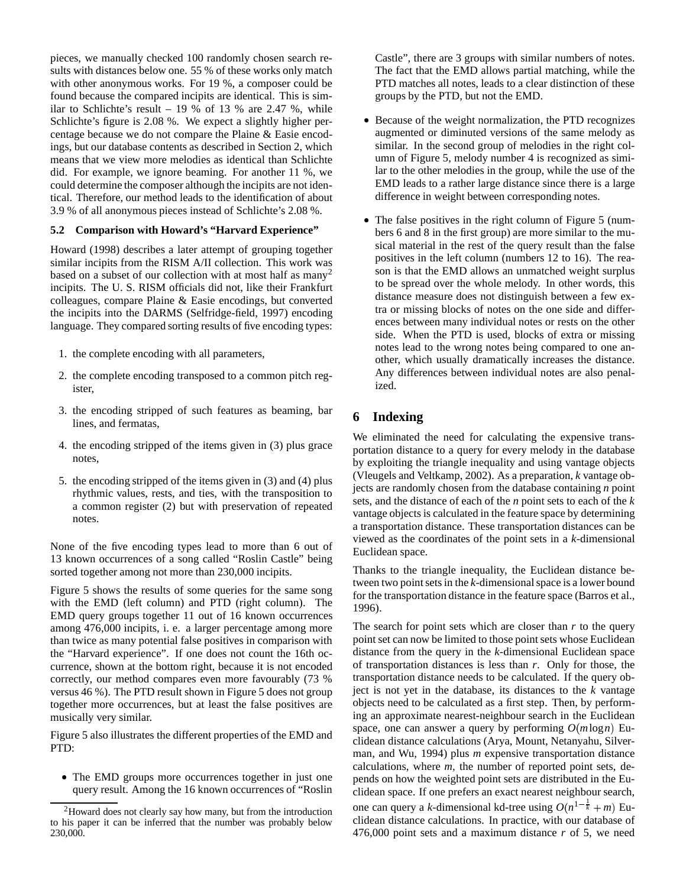pieces, we manually checked 100 randomly chosen search results with distances below one. 55 % of these works only match with other anonymous works. For 19 %, a composer could be found because the compared incipits are identical. This is similar to Schlichte's result – 19 % of 13 % are 2.47 %, while Schlichte's figure is 2.08 %. We expect a slightly higher percentage because we do not compare the Plaine & Easie encodings, but our database contents as described in Section 2, which means that we view more melodies as identical than Schlichte did. For example, we ignore beaming. For another 11 %, we could determine the composer although the incipits are not identical. Therefore, our method leads to the identification of about 3.9 % of all anonymous pieces instead of Schlichte's 2.08 %.

### 5.2 Comparison with Howard's "Harvard Experience"

Howard (1998) describes a later attempt of grouping together similar incipits from the RISM A/II collection. This work was based on a subset of our collection with at most half as many[2] incipits. The U. S. RISM officials did not, like their Frankfurt colleagues, compare Plaine & Easie encodings, but converted the incipits into the DARMS (Selfridge-field, 1997) encoding language. They compared sorting results of five encoding types:

1. the complete encoding with all parameters,
2. the complete encoding transposed to a common pitch register,
3. the encoding stripped of such features as beaming, bar lines, and fermatas,
4. the encoding stripped of the items given in (3) plus grace notes,
5. the encoding stripped of the items given in (3) and (4) plus rhythmic values, rests, and ties, with the transposition to a common register (2) but with preservation of repeated notes.

None of the five encoding types lead to more than 6 out of 13 known occurrences of a song called "Roslin Castle" being sorted together among not more than 230,000 incipits.

Figure 5 shows the results of some queries for the same song with the EMD (left column) and PTD (right column). The EMD query groups together 11 out of 16 known occurrences among 476,000 incipits, i. e. a larger percentage among more than twice as many potential false positives in comparison with the "Harvard experience". If one does not count the 16th occurrence, shown at the bottom right, because it is not encoded correctly, our method compares even more favourably (73 % versus 46 %). The PTD result shown in Figure 5 does not group together more occurrences, but at least the false positives are musically very similar.

Figure 5 also illustrates the different properties of the EMD and PTD:

- The EMD groups more occurrences together in just one query result. Among the 16 known occurrences of "Roslin Castle", there are 3 groups with similar numbers of notes. The fact that the EMD allows partial matching, while the PTD matches all notes, leads to a clear distinction of these groups by the PTD, but not the EMD.
- Because of the weight normalization, the PTD recognizes augmented or diminuted versions of the same melody as similar. In the second group of melodies in the right column of Figure 5, melody number 4 is recognized as similar to the other melodies in the group, while the use of the EMD leads to a rather large distance since there is a large difference in weight between corresponding notes.
- The false positives in the right column of Figure 5 (numbers 6 and 8 in the first group) are more similar to the musical material in the rest of the query result than the false positives in the left column (numbers 12 to 16). The reason is that the EMD allows an unmatched weight surplus to be spread over the whole melody. In other words, this distance measure does not distinguish between a few extra or missing blocks of notes on the one side and differences between many individual notes or rests on the other side. When the PTD is used, blocks of extra or missing notes lead to the wrong notes being compared to one another, which usually dramatically increases the distance. Any differences between individual notes are also penalized.

[2] Howard does not clearly say how many, but from the introduction to his paper it can be inferred that the number was probably below 230,000.

## 6 Indexing

We eliminated the need for calculating the expensive transportation distance to a query for every melody in the database by exploiting the triangle inequality and using vantage objects (Vleugels and Veltkamp, 2002). As a preparation, $k$ vantage objects are randomly chosen from the database containing $n$ point sets, and the distance of each of the $n$ point sets to each of the $k$ vantage objects is calculated in the feature space by determining a transportation distance. These transportation distances can be viewed as the coordinates of the point sets in a $k$-dimensional Euclidean space.

Thanks to the triangle inequality, the Euclidean distance between two point sets in the $k$-dimensional space is a lower bound for the transportation distance in the feature space (Barros et al., 1996).

The search for point sets which are closer than $r$ to the query point set can now be limited to those point sets whose Euclidean distance from the query in the $k$-dimensional Euclidean space of transportation distances is less than $r$. Only for those, the transportation distance needs to be calculated. If the query object is not yet in the database, its distances to the $k$ vantage objects need to be calculated as a first step. Then, by performing an approximate nearest-neighbour search in the Euclidean space, one can answer a query by performing $O(m \log n)$ Euclidean distance calculations (Arya, Mount, Netanyahu, Silverman, and Wu, 1994) plus $m$ expensive transportation distance calculations, where $m$, the number of reported point sets, depends on how the weighted point sets are distributed in the Euclidean space. If one prefers an exact nearest neighbour search, one can query a $k$-dimensional kd-tree using $O(n^{1-\frac{1}{k}} + m)$ Euclidean distance calculations. In practice, with our database of 476,000 point sets and a maximum distance $r$ of 5, we need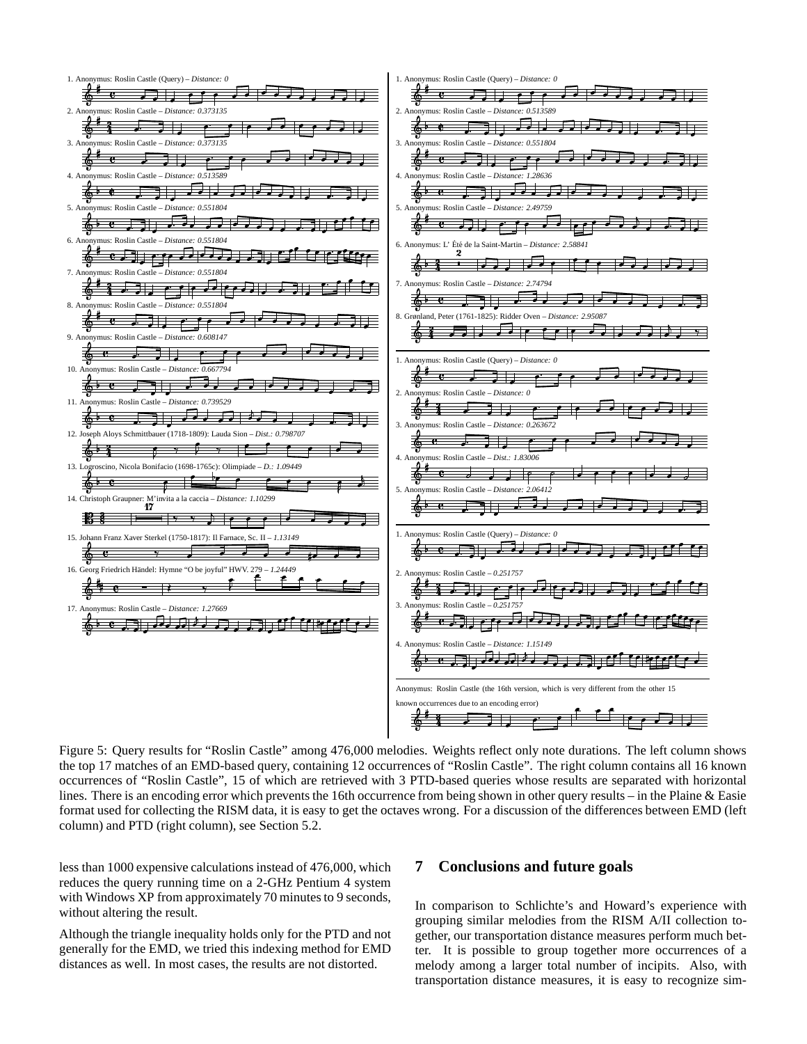1. Anonymus: Roslin Castle (Query) – *Distance: 0*

2. Anonymus: Roslin Castle – *Distance: 0.373135*

3. Anonymus: Roslin Castle – *Distance: 0.373135*

4. Anonymus: Roslin Castle – *Distance: 0.513589*

5. Anonymus: Roslin Castle – *Distance: 0.551804*

6. Anonymus: Roslin Castle – *Distance: 0.551804*

7. Anonymus: Roslin Castle – *Distance: 0.551804*

8. Anonymus: Roslin Castle – *Distance: 0.551804*

9. Anonymus: Roslin Castle – *Distance: 0.608147*

10. Anonymus: Roslin Castle – *Distance: 0.667794*

11. Anonymus: Roslin Castle – *Distance: 0.739529*

12. Joseph Aloys Schmittbauer (1718-1809): Lauda Sion – *Dist.: 0.798707*

13. Logroscino, Nicola Bonifacio (1698-1765c): Olimpiade – *D.: 1.09449*

14. Christoph Graupner: M'invita a la caccia – *Distance: 1.10299*

15. Johann Franz Xaver Sterkel (1750-1817): Il Farnace, Sc. II – *1.13149*

16. Georg Friedrich Händel: Hymne "O be joyful" HWV. 279 – *1.24449*

17. Anonymus: Roslin Castle – *Distance: 1.27669*

---

1. Anonymus: Roslin Castle (Query) – *Distance: 0*

2. Anonymus: Roslin Castle – *Distance: 0.513589*

3. Anonymus: Roslin Castle – *Distance: 0.551804*

4. Anonymus: Roslin Castle – *Distance: 1.28636*

5. Anonymus: Roslin Castle – *Distance: 2.49759*

6. Anonymus: L' Été de la Saint-Martin – *Distance: 2.58841*

7. Anonymus: Roslin Castle – *Distance: 2.74794*

8. Grønland, Peter (1761-1825): Ridder Oven – *Distance: 2.95087*

1. Anonymus: Roslin Castle (Query) – *Distance: 0*

2. Anonymus: Roslin Castle – *Distance: 0*

3. Anonymus: Roslin Castle – *Distance: 0.263672*

4. Anonymus: Roslin Castle – *Dist.: 1.83006*

5. Anonymus: Roslin Castle – *Distance: 2.06412*

1. Anonymus: Roslin Castle (Query) – *Distance: 0*

2. Anonymus: Roslin Castle – *0.251757*

3. Anonymus: Roslin Castle – *0.251757*

4. Anonymus: Roslin Castle – *Distance: 1.15149*

Anonymus: Roslin Castle (the 16th version, which is very different from the other 15 known occurrences due to an encoding error)

Figure 5: Query results for "Roslin Castle" among 476,000 melodies. Weights reflect only note durations. The left column shows the top 17 matches of an EMD-based query, containing 12 occurrences of "Roslin Castle". The right column contains all 16 known occurrences of "Roslin Castle", 15 of which are retrieved with 3 PTD-based queries whose results are separated with horizontal lines. There is an encoding error which prevents the 16th occurrence from being shown in other query results – in the Plaine & Easie format used for collecting the RISM data, it is easy to get the octaves wrong. For a discussion of the differences between EMD (left column) and PTD (right column), see Section 5.2.

less than 1000 expensive calculations instead of 476,000, which reduces the query running time on a 2-GHz Pentium 4 system with Windows XP from approximately 70 minutes to 9 seconds, without altering the result.

Although the triangle inequality holds only for the PTD and not generally for the EMD, we tried this indexing method for EMD distances as well. In most cases, the results are not distorted.

## 7 Conclusions and future goals

In comparison to Schlichte's and Howard's experience with grouping similar melodies from the RISM A/II collection together, our transportation distance measures perform much better. It is possible to group together more occurrences of a melody among a larger total number of incipits. Also, with transportation distance measures, it is easy to recognize sim-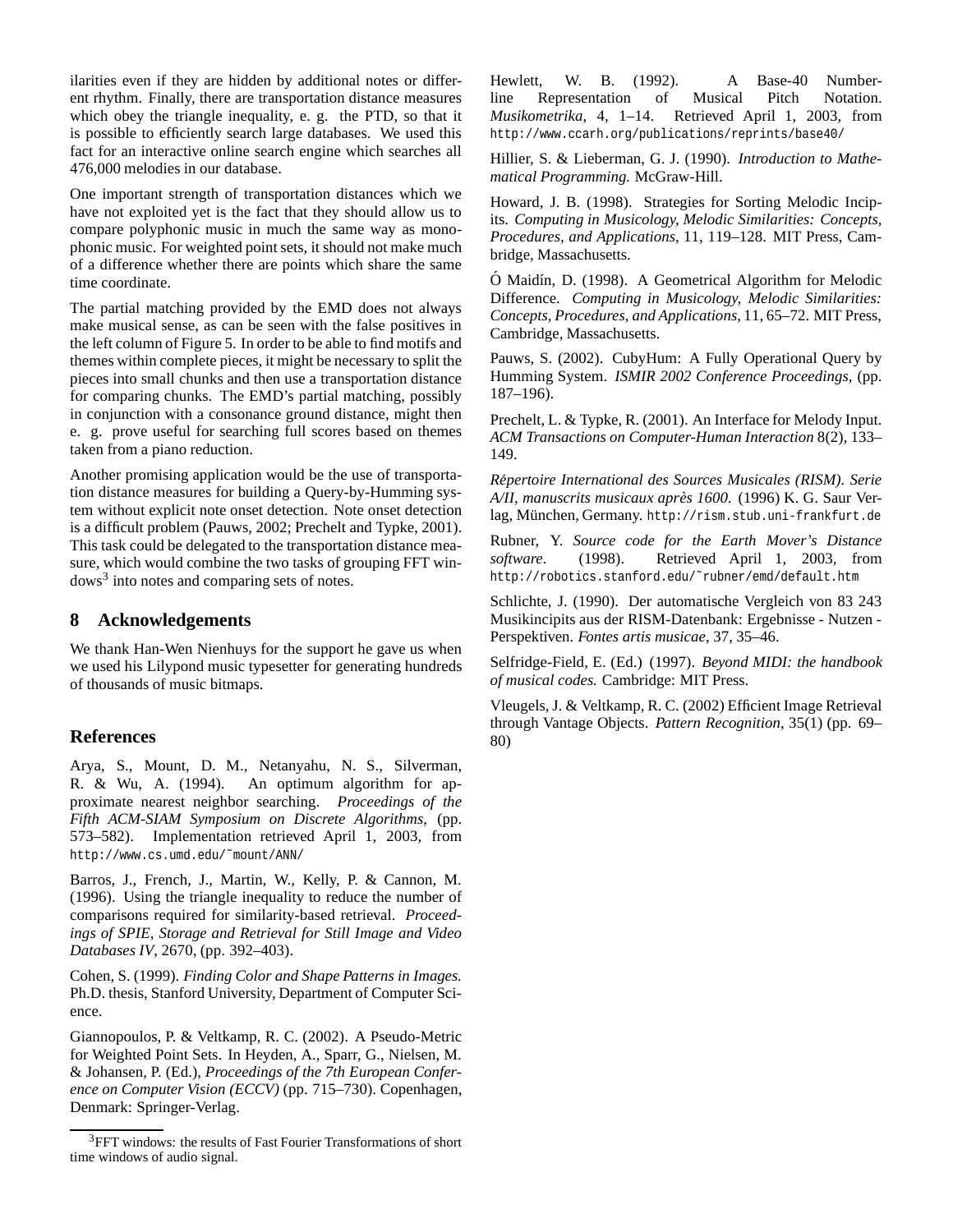ilarities even if they are hidden by additional notes or different rhythm. Finally, there are transportation distance measures which obey the triangle inequality, e. g. the PTD, so that it is possible to efficiently search large databases. We used this fact for an interactive online search engine which searches all 476,000 melodies in our database.

One important strength of transportation distances which we have not exploited yet is the fact that they should allow us to compare polyphonic music in much the same way as monophonic music. For weighted point sets, it should not make much of a difference whether there are points which share the same time coordinate.

The partial matching provided by the EMD does not always make musical sense, as can be seen with the false positives in the left column of Figure 5. In order to be able to find motifs and themes within complete pieces, it might be necessary to split the pieces into small chunks and then use a transportation distance for comparing chunks. The EMD's partial matching, possibly in conjunction with a consonance ground distance, might then e. g. prove useful for searching full scores based on themes taken from a piano reduction.

Another promising application would be the use of transportation distance measures for building a Query-by-Humming system without explicit note onset detection. Note onset detection is a difficult problem (Pauws, 2002; Prechelt and Typke, 2001). This task could be delegated to the transportation distance measure, which would combine the two tasks of grouping FFT windows[3] into notes and comparing sets of notes.

## 8 Acknowledgements

We thank Han-Wen Nienhuys for the support he gave us when we used his Lilypond music typesetter for generating hundreds of thousands of music bitmaps.

## References

Arya, S., Mount, D. M., Netanyahu, N. S., Silverman, R. & Wu, A. (1994). An optimum algorithm for approximate nearest neighbor searching. *Proceedings of the Fifth ACM-SIAM Symposium on Discrete Algorithms*, (pp. 573–582). Implementation retrieved April 1, 2003, from http://www.cs.umd.edu/˜mount/ANN/

Barros, J., French, J., Martin, W., Kelly, P. & Cannon, M. (1996). Using the triangle inequality to reduce the number of comparisons required for similarity-based retrieval. *Proceedings of SPIE, Storage and Retrieval for Still Image and Video Databases IV*, 2670, (pp. 392–403).

Cohen, S. (1999). *Finding Color and Shape Patterns in Images.* Ph.D. thesis, Stanford University, Department of Computer Science.

Giannopoulos, P. & Veltkamp, R. C. (2002). A Pseudo-Metric for Weighted Point Sets. In Heyden, A., Sparr, G., Nielsen, M. & Johansen, P. (Ed.), *Proceedings of the 7th European Conference on Computer Vision (ECCV)* (pp. 715–730). Copenhagen, Denmark: Springer-Verlag.

Hewlett, W. B. (1992). A Base-40 Number-line Representation of Musical Pitch Notation. *Musikometrika*, 4, 1–14. Retrieved April 1, 2003, from http://www.ccarh.org/publications/reprints/base40/

Hillier, S. & Lieberman, G. J. (1990). *Introduction to Mathematical Programming.* McGraw-Hill.

Howard, J. B. (1998). Strategies for Sorting Melodic Incipits. *Computing in Musicology, Melodic Similarities: Concepts, Procedures, and Applications*, 11, 119–128. MIT Press, Cambridge, Massachusetts.

Ó Maidín, D. (1998). A Geometrical Algorithm for Melodic Difference. *Computing in Musicology, Melodic Similarities: Concepts, Procedures, and Applications*, 11, 65–72. MIT Press, Cambridge, Massachusetts.

Pauws, S. (2002). CubyHum: A Fully Operational Query by Humming System. *ISMIR 2002 Conference Proceedings*, (pp. 187–196).

Prechelt, L. & Typke, R. (2001). An Interface for Melody Input. *ACM Transactions on Computer-Human Interaction* 8(2), 133–149.

*Répertoire International des Sources Musicales (RISM). Serie A/II, manuscrits musicaux après 1600.* (1996) K. G. Saur Verlag, München, Germany. http://rism.stub.uni-frankfurt.de

Rubner, Y. *Source code for the Earth Mover's Distance software*. (1998). Retrieved April 1, 2003, from http://robotics.stanford.edu/˜rubner/emd/default.htm

Schlichte, J. (1990). Der automatische Vergleich von 83 243 Musikincipits aus der RISM-Datenbank: Ergebnisse - Nutzen - Perspektiven. *Fontes artis musicae*, 37, 35–46.

Selfridge-Field, E. (Ed.) (1997). *Beyond MIDI: the handbook of musical codes.* Cambridge: MIT Press.

Vleugels, J. & Veltkamp, R. C. (2002) Efficient Image Retrieval through Vantage Objects. *Pattern Recognition*, 35(1) (pp. 69–80)

[3] FFT windows: the results of Fast Fourier Transformations of short time windows of audio signal.